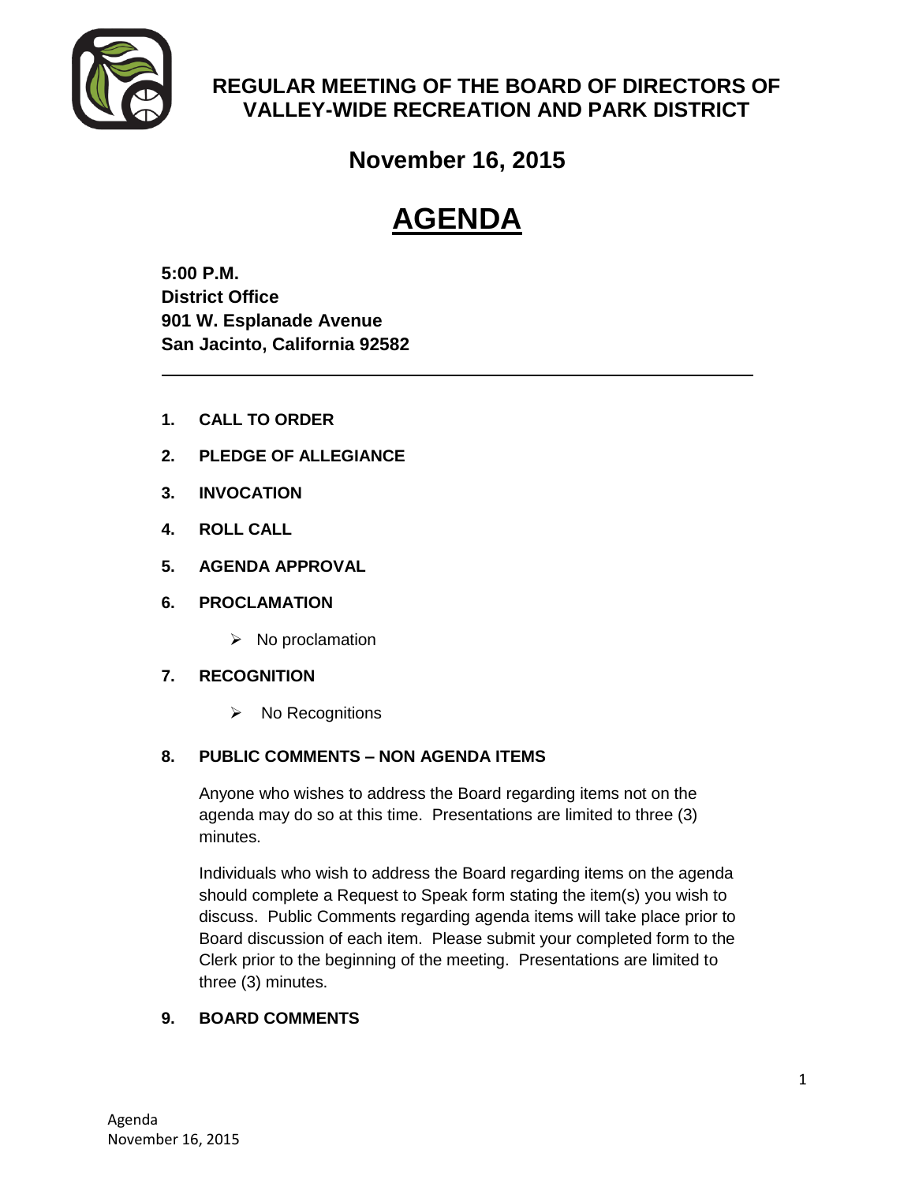# REGULAR MEETING OF THE BOARD OF DIRECTORS OF VALLEY-WIDE RECREATION AND PARK DISTRICT

## November 16, 2015

# AGENDA

**5:00 P.M.**
**District Office**
**901 W. Esplanade Avenue**
**San Jacinto, California 92582**

---

**1. CALL TO ORDER**

**2. PLEDGE OF ALLEGIANCE**

**3. INVOCATION**

**4. ROLL CALL**

**5. AGENDA APPROVAL**

**6. PROCLAMATION**

- No proclamation

**7. RECOGNITION**

- No Recognitions

**8. PUBLIC COMMENTS – NON AGENDA ITEMS**

Anyone who wishes to address the Board regarding items not on the agenda may do so at this time. Presentations are limited to three (3) minutes.

Individuals who wish to address the Board regarding items on the agenda should complete a Request to Speak form stating the item(s) you wish to discuss. Public Comments regarding agenda items will take place prior to Board discussion of each item. Please submit your completed form to the Clerk prior to the beginning of the meeting. Presentations are limited to three (3) minutes.

**9. BOARD COMMENTS**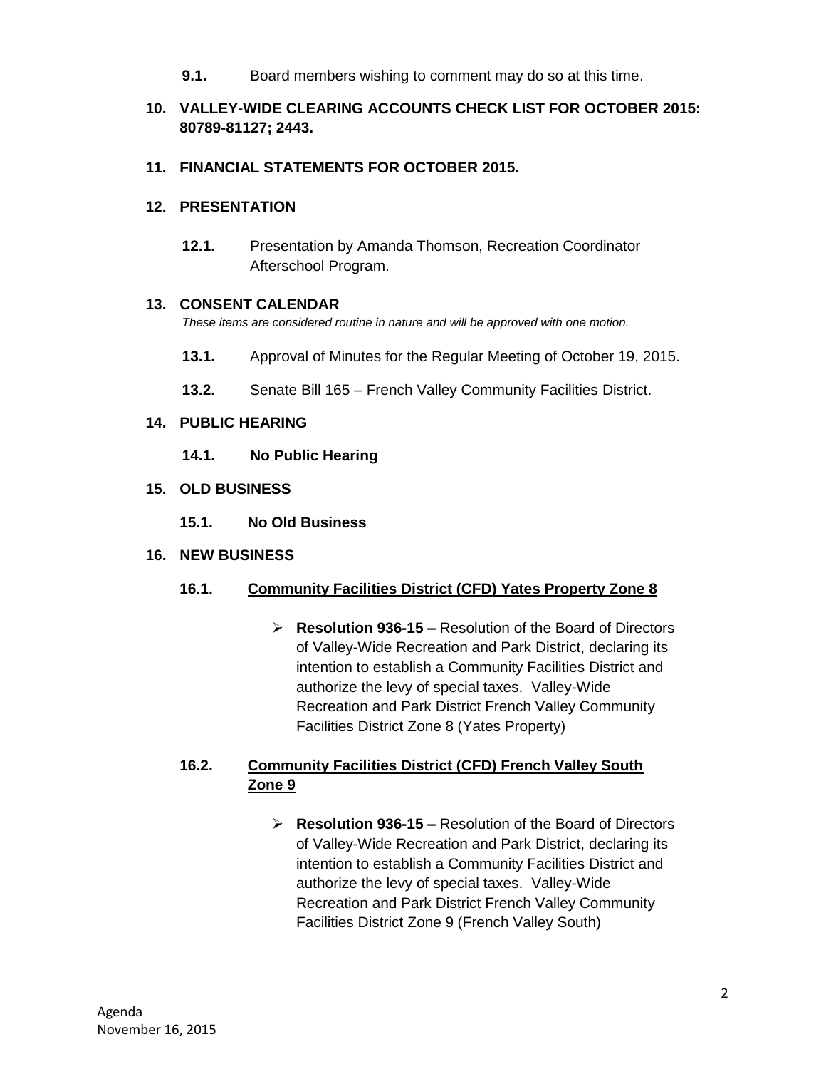**9.1.** Board members wishing to comment may do so at this time.

**10. VALLEY-WIDE CLEARING ACCOUNTS CHECK LIST FOR OCTOBER 2015: 80789-81127; 2443.**

**11. FINANCIAL STATEMENTS FOR OCTOBER 2015.**

**12. PRESENTATION**

**12.1.** Presentation by Amanda Thomson, Recreation Coordinator Afterschool Program.

**13. CONSENT CALENDAR**

*These items are considered routine in nature and will be approved with one motion.*

**13.1.** Approval of Minutes for the Regular Meeting of October 19, 2015.

**13.2.** Senate Bill 165 – French Valley Community Facilities District.

**14. PUBLIC HEARING**

**14.1. No Public Hearing**

**15. OLD BUSINESS**

**15.1. No Old Business**

**16. NEW BUSINESS**

**16.1. <u>Community Facilities District (CFD) Yates Property Zone 8</u>**

- **Resolution 936-15 –** Resolution of the Board of Directors of Valley-Wide Recreation and Park District, declaring its intention to establish a Community Facilities District and authorize the levy of special taxes. Valley-Wide Recreation and Park District French Valley Community Facilities District Zone 8 (Yates Property)

**16.2. <u>Community Facilities District (CFD) French Valley South Zone 9</u>**

- **Resolution 936-15 –** Resolution of the Board of Directors of Valley-Wide Recreation and Park District, declaring its intention to establish a Community Facilities District and authorize the levy of special taxes. Valley-Wide Recreation and Park District French Valley Community Facilities District Zone 9 (French Valley South)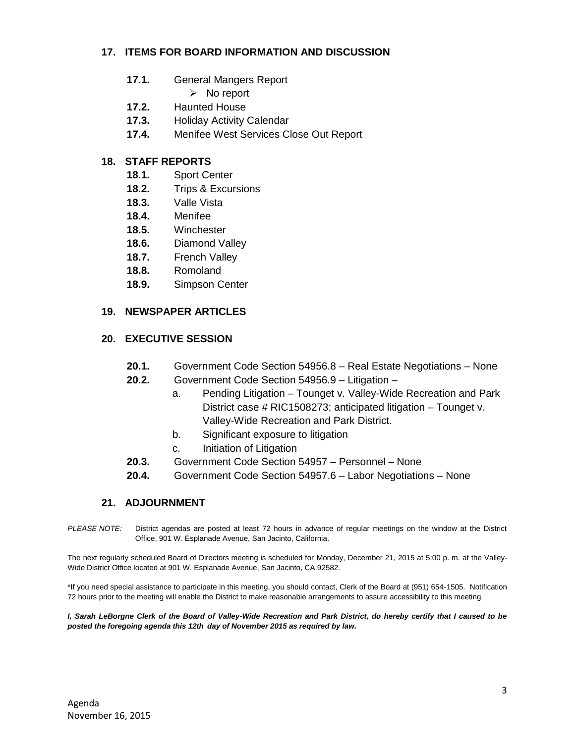## 17. ITEMS FOR BOARD INFORMATION AND DISCUSSION

- **17.1.** General Mangers Report
  - No report
- **17.2.** Haunted House
- **17.3.** Holiday Activity Calendar
- **17.4.** Menifee West Services Close Out Report

## 18. STAFF REPORTS

- **18.1.** Sport Center
- **18.2.** Trips & Excursions
- **18.3.** Valle Vista
- **18.4.** Menifee
- **18.5.** Winchester
- **18.6.** Diamond Valley
- **18.7.** French Valley
- **18.8.** Romoland
- **18.9.** Simpson Center

## 19. NEWSPAPER ARTICLES

## 20. EXECUTIVE SESSION

- **20.1.** Government Code Section 54956.8 – Real Estate Negotiations – None
- **20.2.** Government Code Section 54956.9 – Litigation –
  - a. Pending Litigation – Tounget v. Valley-Wide Recreation and Park District case # RIC1508273; anticipated litigation – Tounget v. Valley-Wide Recreation and Park District.
  - b. Significant exposure to litigation
  - c. Initiation of Litigation
- **20.3.** Government Code Section 54957 – Personnel – None
- **20.4.** Government Code Section 54957.6 – Labor Negotiations – None

## 21. ADJOURNMENT

*PLEASE NOTE:* District agendas are posted at least 72 hours in advance of regular meetings on the window at the District Office, 901 W. Esplanade Avenue, San Jacinto, California.

The next regularly scheduled Board of Directors meeting is scheduled for Monday, December 21, 2015 at 5:00 p. m. at the Valley-Wide District Office located at 901 W. Esplanade Avenue, San Jacinto, CA 92582.

*If you need special assistance to participate in this meeting, you should contact, Clerk of the Board at (951) 654-1505. Notification 72 hours prior to the meeting will enable the District to make reasonable arrangements to assure accessibility to this meeting.

***I, Sarah LeBorgne Clerk of the Board of Valley-Wide Recreation and Park District, do hereby certify that I caused to be posted the foregoing agenda this 12th day of November 2015 as required by law.***

Agenda
November 16, 2015